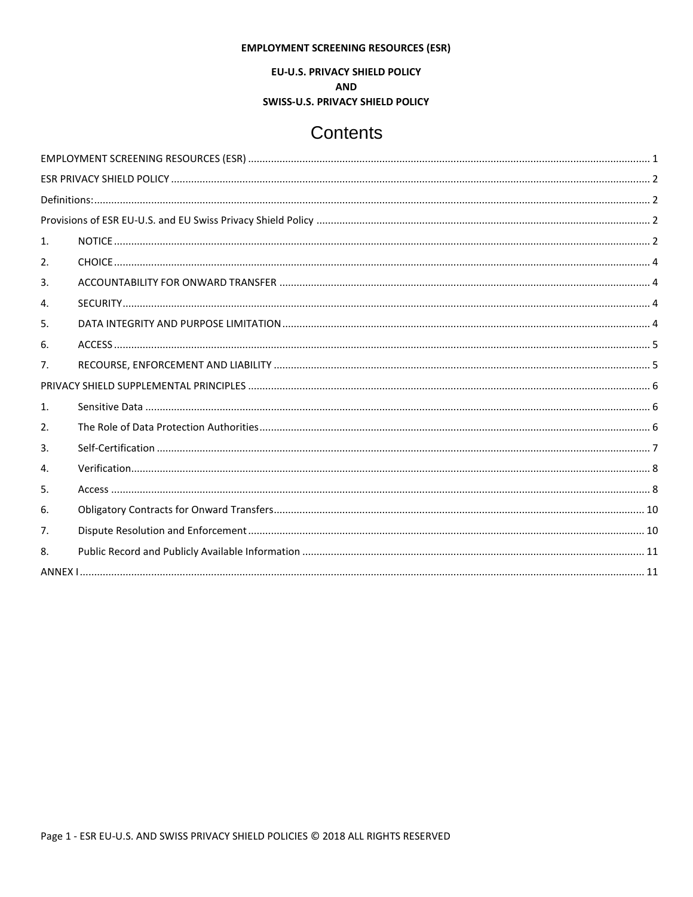**EMPLOYMENT SCREENING RESOURCES (ESR)**

**EU-U.S. PRIVACY SHIELD POLICY**
**AND**
**SWISS-U.S. PRIVACY SHIELD POLICY**

# Contents

EMPLOYMENT SCREENING RESOURCES (ESR) .......... 1

ESR PRIVACY SHIELD POLICY .......... 2

Definitions: .......... 2

Provisions of ESR EU-U.S. and EU Swiss Privacy Shield Policy .......... 2

1. NOTICE .......... 2
2. CHOICE .......... 4
3. ACCOUNTABILITY FOR ONWARD TRANSFER .......... 4
4. SECURITY .......... 4
5. DATA INTEGRITY AND PURPOSE LIMITATION .......... 4
6. ACCESS .......... 5
7. RECOURSE, ENFORCEMENT AND LIABILITY .......... 5

PRIVACY SHIELD SUPPLEMENTAL PRINCIPLES .......... 6

1. Sensitive Data .......... 6
2. The Role of Data Protection Authorities .......... 6
3. Self-Certification .......... 7
4. Verification .......... 8
5. Access .......... 8
6. Obligatory Contracts for Onward Transfers .......... 10
7. Dispute Resolution and Enforcement .......... 10
8. Public Record and Publicly Available Information .......... 11

ANNEX I .......... 11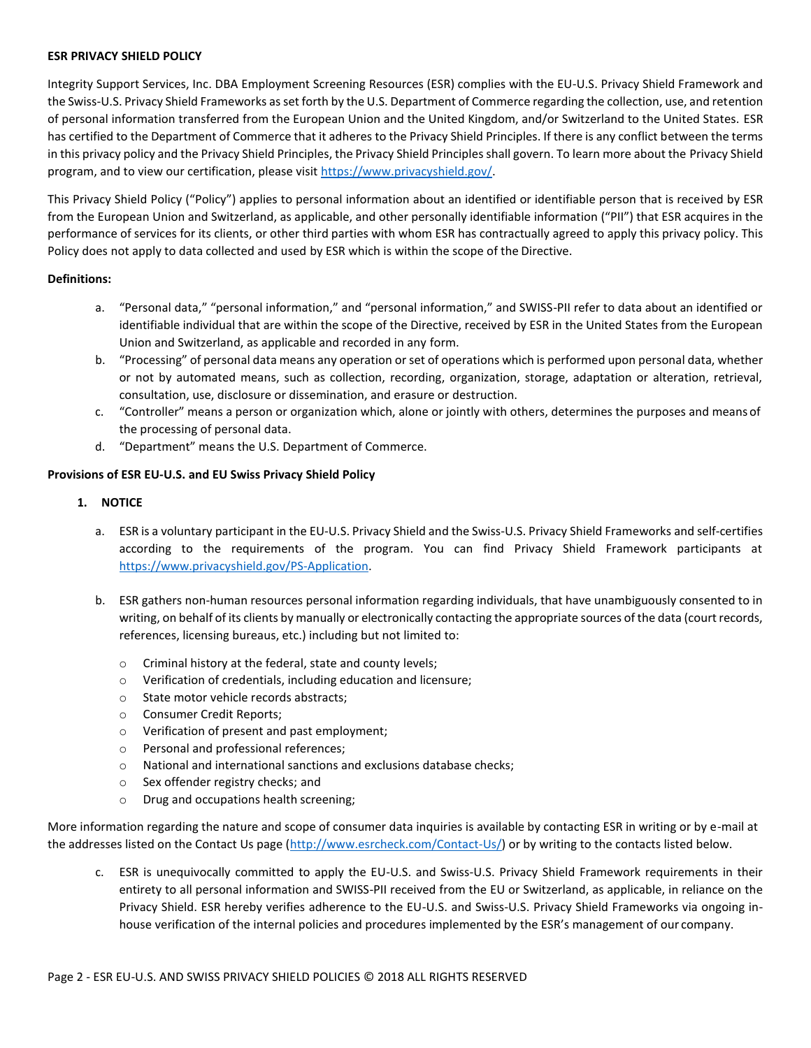**ESR PRIVACY SHIELD POLICY**

Integrity Support Services, Inc. DBA Employment Screening Resources (ESR) complies with the EU-U.S. Privacy Shield Framework and the Swiss-U.S. Privacy Shield Frameworks as set forth by the U.S. Department of Commerce regarding the collection, use, and retention of personal information transferred from the European Union and the United Kingdom, and/or Switzerland to the United States. ESR has certified to the Department of Commerce that it adheres to the Privacy Shield Principles. If there is any conflict between the terms in this privacy policy and the Privacy Shield Principles, the Privacy Shield Principles shall govern. To learn more about the Privacy Shield program, and to view our certification, please visit https://www.privacyshield.gov/.

This Privacy Shield Policy ("Policy") applies to personal information about an identified or identifiable person that is received by ESR from the European Union and Switzerland, as applicable, and other personally identifiable information ("PII") that ESR acquires in the performance of services for its clients, or other third parties with whom ESR has contractually agreed to apply this privacy policy. This Policy does not apply to data collected and used by ESR which is within the scope of the Directive.

**Definitions:**

a. "Personal data," "personal information," and "personal information," and SWISS-PII refer to data about an identified or identifiable individual that are within the scope of the Directive, received by ESR in the United States from the European Union and Switzerland, as applicable and recorded in any form.
b. "Processing" of personal data means any operation or set of operations which is performed upon personal data, whether or not by automated means, such as collection, recording, organization, storage, adaptation or alteration, retrieval, consultation, use, disclosure or dissemination, and erasure or destruction.
c. "Controller" means a person or organization which, alone or jointly with others, determines the purposes and means of the processing of personal data.
d. "Department" means the U.S. Department of Commerce.

**Provisions of ESR EU-U.S. and EU Swiss Privacy Shield Policy**

1. **NOTICE**

   a. ESR is a voluntary participant in the EU-U.S. Privacy Shield and the Swiss-U.S. Privacy Shield Frameworks and self-certifies according to the requirements of the program. You can find Privacy Shield Framework participants at https://www.privacyshield.gov/PS-Application.

   b. ESR gathers non-human resources personal information regarding individuals, that have unambiguously consented to in writing, on behalf of its clients by manually or electronically contacting the appropriate sources of the data (court records, references, licensing bureaus, etc.) including but not limited to:

      - Criminal history at the federal, state and county levels;
      - Verification of credentials, including education and licensure;
      - State motor vehicle records abstracts;
      - Consumer Credit Reports;
      - Verification of present and past employment;
      - Personal and professional references;
      - National and international sanctions and exclusions database checks;
      - Sex offender registry checks; and
      - Drug and occupations health screening;

More information regarding the nature and scope of consumer data inquiries is available by contacting ESR in writing or by e-mail at the addresses listed on the Contact Us page (http://www.esrcheck.com/Contact-Us/) or by writing to the contacts listed below.

   c. ESR is unequivocally committed to apply the EU-U.S. and Swiss-U.S. Privacy Shield Framework requirements in their entirety to all personal information and SWISS-PII received from the EU or Switzerland, as applicable, in reliance on the Privacy Shield. ESR hereby verifies adherence to the EU-U.S. and Swiss-U.S. Privacy Shield Frameworks via ongoing in-house verification of the internal policies and procedures implemented by the ESR's management of our company.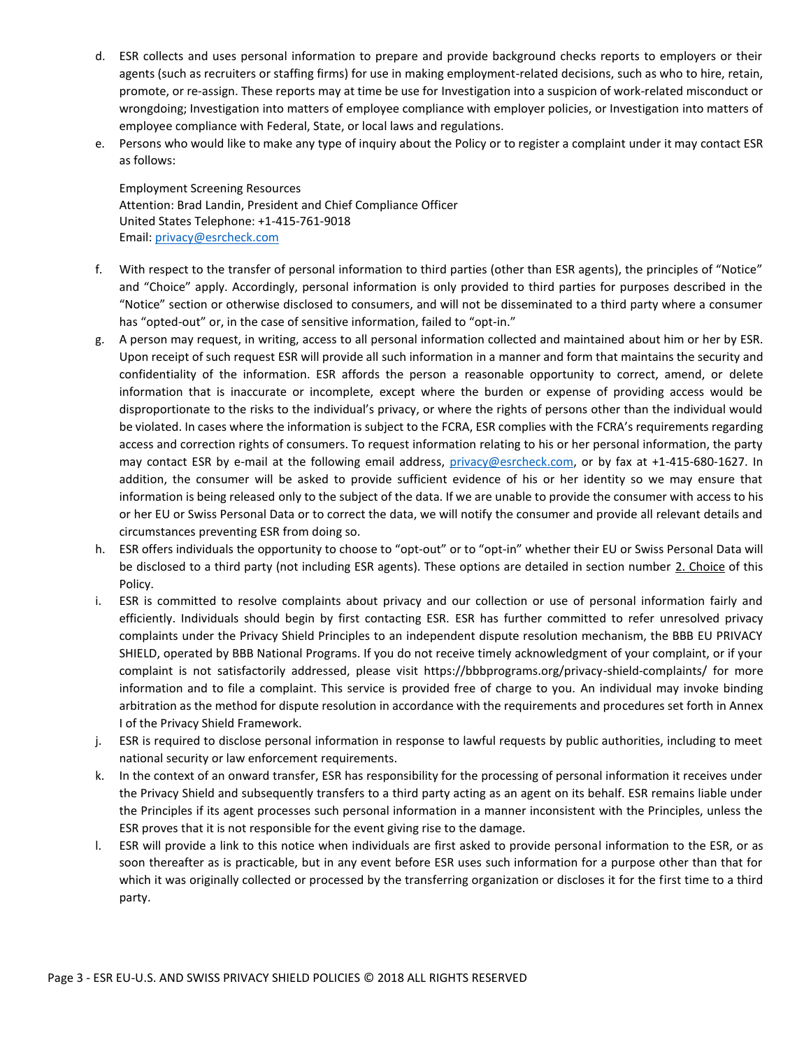d. ESR collects and uses personal information to prepare and provide background checks reports to employers or their agents (such as recruiters or staffing firms) for use in making employment-related decisions, such as who to hire, retain, promote, or re-assign. These reports may at time be use for Investigation into a suspicion of work-related misconduct or wrongdoing; Investigation into matters of employee compliance with employer policies, or Investigation into matters of employee compliance with Federal, State, or local laws and regulations.

e. Persons who would like to make any type of inquiry about the Policy or to register a complaint under it may contact ESR as follows:

   Employment Screening Resources
   Attention: Brad Landin, President and Chief Compliance Officer
   United States Telephone: +1-415-761-9018
   Email: privacy@esrcheck.com

f. With respect to the transfer of personal information to third parties (other than ESR agents), the principles of "Notice" and "Choice" apply. Accordingly, personal information is only provided to third parties for purposes described in the "Notice" section or otherwise disclosed to consumers, and will not be disseminated to a third party where a consumer has "opted-out" or, in the case of sensitive information, failed to "opt-in."

g. A person may request, in writing, access to all personal information collected and maintained about him or her by ESR. Upon receipt of such request ESR will provide all such information in a manner and form that maintains the security and confidentiality of the information. ESR affords the person a reasonable opportunity to correct, amend, or delete information that is inaccurate or incomplete, except where the burden or expense of providing access would be disproportionate to the risks to the individual's privacy, or where the rights of persons other than the individual would be violated. In cases where the information is subject to the FCRA, ESR complies with the FCRA's requirements regarding access and correction rights of consumers. To request information relating to his or her personal information, the party may contact ESR by e-mail at the following email address, privacy@esrcheck.com, or by fax at +1-415-680-1627. In addition, the consumer will be asked to provide sufficient evidence of his or her identity so we may ensure that information is being released only to the subject of the data. If we are unable to provide the consumer with access to his or her EU or Swiss Personal Data or to correct the data, we will notify the consumer and provide all relevant details and circumstances preventing ESR from doing so.

h. ESR offers individuals the opportunity to choose to "opt-out" or to "opt-in" whether their EU or Swiss Personal Data will be disclosed to a third party (not including ESR agents). These options are detailed in section number 2. Choice of this Policy.

i. ESR is committed to resolve complaints about privacy and our collection or use of personal information fairly and efficiently. Individuals should begin by first contacting ESR. ESR has further committed to refer unresolved privacy complaints under the Privacy Shield Principles to an independent dispute resolution mechanism, the BBB EU PRIVACY SHIELD, operated by BBB National Programs. If you do not receive timely acknowledgment of your complaint, or if your complaint is not satisfactorily addressed, please visit https://bbbprograms.org/privacy-shield-complaints/ for more information and to file a complaint. This service is provided free of charge to you. An individual may invoke binding arbitration as the method for dispute resolution in accordance with the requirements and procedures set forth in Annex I of the Privacy Shield Framework.

j. ESR is required to disclose personal information in response to lawful requests by public authorities, including to meet national security or law enforcement requirements.

k. In the context of an onward transfer, ESR has responsibility for the processing of personal information it receives under the Privacy Shield and subsequently transfers to a third party acting as an agent on its behalf. ESR remains liable under the Principles if its agent processes such personal information in a manner inconsistent with the Principles, unless the ESR proves that it is not responsible for the event giving rise to the damage.

l. ESR will provide a link to this notice when individuals are first asked to provide personal information to the ESR, or as soon thereafter as is practicable, but in any event before ESR uses such information for a purpose other than that for which it was originally collected or processed by the transferring organization or discloses it for the first time to a third party.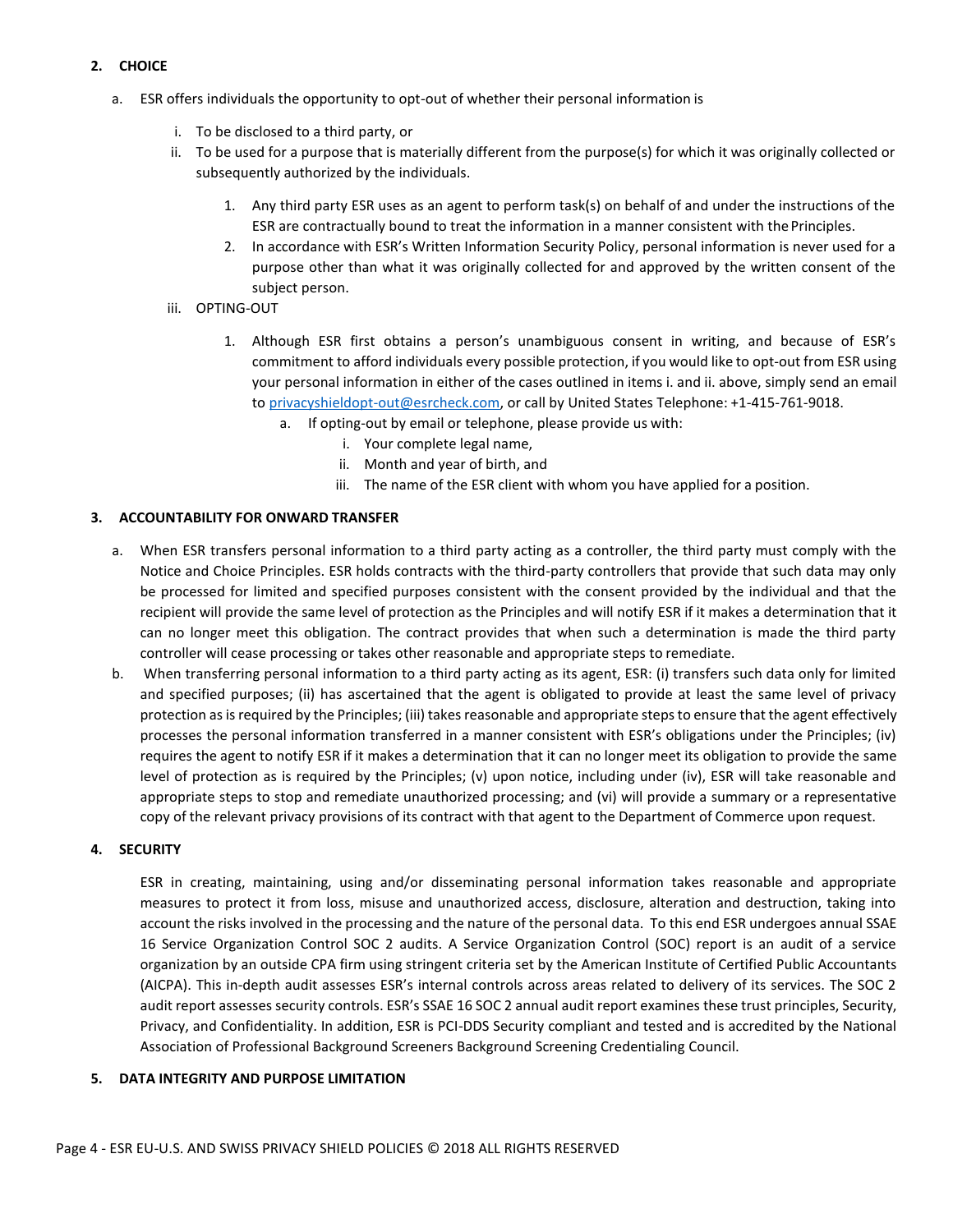## 2. CHOICE

a. ESR offers individuals the opportunity to opt-out of whether their personal information is

   i. To be disclosed to a third party, or

   ii. To be used for a purpose that is materially different from the purpose(s) for which it was originally collected or subsequently authorized by the individuals.

      1. Any third party ESR uses as an agent to perform task(s) on behalf of and under the instructions of the ESR are contractually bound to treat the information in a manner consistent with the Principles.
      2. In accordance with ESR's Written Information Security Policy, personal information is never used for a purpose other than what it was originally collected for and approved by the written consent of the subject person.

   iii. OPTING-OUT

      1. Although ESR first obtains a person's unambiguous consent in writing, and because of ESR's commitment to afford individuals every possible protection, if you would like to opt-out from ESR using your personal information in either of the cases outlined in items i. and ii. above, simply send an email to [privacyshieldopt-out@esrcheck.com](mailto:privacyshieldopt-out@esrcheck.com), or call by United States Telephone: +1-415-761-9018.
         a. If opting-out by email or telephone, please provide us with:
            i. Your complete legal name,
            ii. Month and year of birth, and
            iii. The name of the ESR client with whom you have applied for a position.

## 3. ACCOUNTABILITY FOR ONWARD TRANSFER

a. When ESR transfers personal information to a third party acting as a controller, the third party must comply with the Notice and Choice Principles. ESR holds contracts with the third-party controllers that provide that such data may only be processed for limited and specified purposes consistent with the consent provided by the individual and that the recipient will provide the same level of protection as the Principles and will notify ESR if it makes a determination that it can no longer meet this obligation. The contract provides that when such a determination is made the third party controller will cease processing or takes other reasonable and appropriate steps to remediate.

b. When transferring personal information to a third party acting as its agent, ESR: (i) transfers such data only for limited and specified purposes; (ii) has ascertained that the agent is obligated to provide at least the same level of privacy protection as is required by the Principles; (iii) takes reasonable and appropriate steps to ensure that the agent effectively processes the personal information transferred in a manner consistent with ESR's obligations under the Principles; (iv) requires the agent to notify ESR if it makes a determination that it can no longer meet its obligation to provide the same level of protection as is required by the Principles; (v) upon notice, including under (iv), ESR will take reasonable and appropriate steps to stop and remediate unauthorized processing; and (vi) will provide a summary or a representative copy of the relevant privacy provisions of its contract with that agent to the Department of Commerce upon request.

## 4. SECURITY

ESR in creating, maintaining, using and/or disseminating personal information takes reasonable and appropriate measures to protect it from loss, misuse and unauthorized access, disclosure, alteration and destruction, taking into account the risks involved in the processing and the nature of the personal data. To this end ESR undergoes annual SSAE 16 Service Organization Control SOC 2 audits. A Service Organization Control (SOC) report is an audit of a service organization by an outside CPA firm using stringent criteria set by the American Institute of Certified Public Accountants (AICPA). This in-depth audit assesses ESR's internal controls across areas related to delivery of its services. The SOC 2 audit report assesses security controls. ESR's SSAE 16 SOC 2 annual audit report examines these trust principles, Security, Privacy, and Confidentiality. In addition, ESR is PCI-DDS Security compliant and tested and is accredited by the National Association of Professional Background Screeners Background Screening Credentialing Council.

## 5. DATA INTEGRITY AND PURPOSE LIMITATION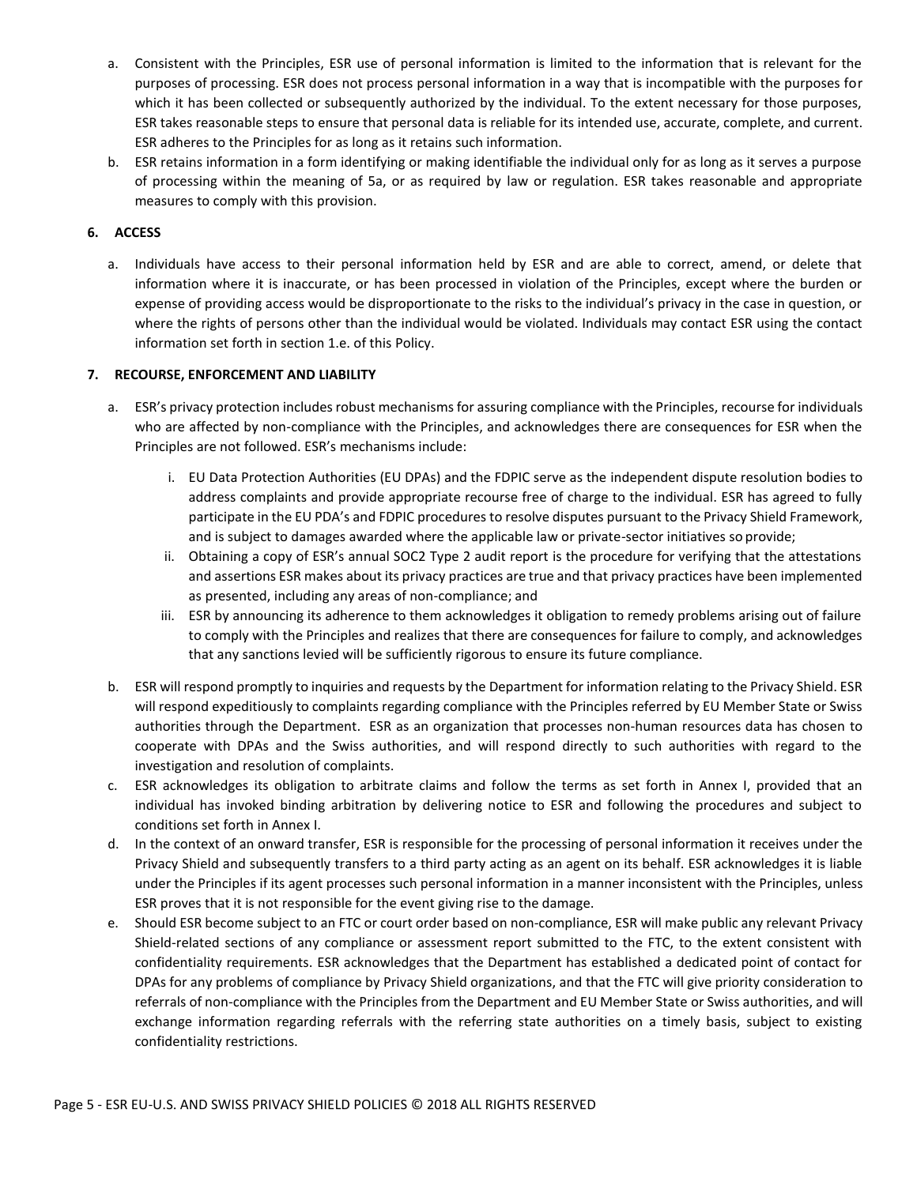a. Consistent with the Principles, ESR use of personal information is limited to the information that is relevant for the purposes of processing. ESR does not process personal information in a way that is incompatible with the purposes for which it has been collected or subsequently authorized by the individual. To the extent necessary for those purposes, ESR takes reasonable steps to ensure that personal data is reliable for its intended use, accurate, complete, and current. ESR adheres to the Principles for as long as it retains such information.

b. ESR retains information in a form identifying or making identifiable the individual only for as long as it serves a purpose of processing within the meaning of 5a, or as required by law or regulation. ESR takes reasonable and appropriate measures to comply with this provision.

**6. ACCESS**

a. Individuals have access to their personal information held by ESR and are able to correct, amend, or delete that information where it is inaccurate, or has been processed in violation of the Principles, except where the burden or expense of providing access would be disproportionate to the risks to the individual's privacy in the case in question, or where the rights of persons other than the individual would be violated. Individuals may contact ESR using the contact information set forth in section 1.e. of this Policy.

**7. RECOURSE, ENFORCEMENT AND LIABILITY**

a. ESR's privacy protection includes robust mechanisms for assuring compliance with the Principles, recourse for individuals who are affected by non-compliance with the Principles, and acknowledges there are consequences for ESR when the Principles are not followed. ESR's mechanisms include:

   i. EU Data Protection Authorities (EU DPAs) and the FDPIC serve as the independent dispute resolution bodies to address complaints and provide appropriate recourse free of charge to the individual. ESR has agreed to fully participate in the EU PDA's and FDPIC procedures to resolve disputes pursuant to the Privacy Shield Framework, and is subject to damages awarded where the applicable law or private-sector initiatives so provide;

   ii. Obtaining a copy of ESR's annual SOC2 Type 2 audit report is the procedure for verifying that the attestations and assertions ESR makes about its privacy practices are true and that privacy practices have been implemented as presented, including any areas of non-compliance; and

   iii. ESR by announcing its adherence to them acknowledges it obligation to remedy problems arising out of failure to comply with the Principles and realizes that there are consequences for failure to comply, and acknowledges that any sanctions levied will be sufficiently rigorous to ensure its future compliance.

b. ESR will respond promptly to inquiries and requests by the Department for information relating to the Privacy Shield. ESR will respond expeditiously to complaints regarding compliance with the Principles referred by EU Member State or Swiss authorities through the Department. ESR as an organization that processes non-human resources data has chosen to cooperate with DPAs and the Swiss authorities, and will respond directly to such authorities with regard to the investigation and resolution of complaints.

c. ESR acknowledges its obligation to arbitrate claims and follow the terms as set forth in Annex I, provided that an individual has invoked binding arbitration by delivering notice to ESR and following the procedures and subject to conditions set forth in Annex I.

d. In the context of an onward transfer, ESR is responsible for the processing of personal information it receives under the Privacy Shield and subsequently transfers to a third party acting as an agent on its behalf. ESR acknowledges it is liable under the Principles if its agent processes such personal information in a manner inconsistent with the Principles, unless ESR proves that it is not responsible for the event giving rise to the damage.

e. Should ESR become subject to an FTC or court order based on non-compliance, ESR will make public any relevant Privacy Shield-related sections of any compliance or assessment report submitted to the FTC, to the extent consistent with confidentiality requirements. ESR acknowledges that the Department has established a dedicated point of contact for DPAs for any problems of compliance by Privacy Shield organizations, and that the FTC will give priority consideration to referrals of non-compliance with the Principles from the Department and EU Member State or Swiss authorities, and will exchange information regarding referrals with the referring state authorities on a timely basis, subject to existing confidentiality restrictions.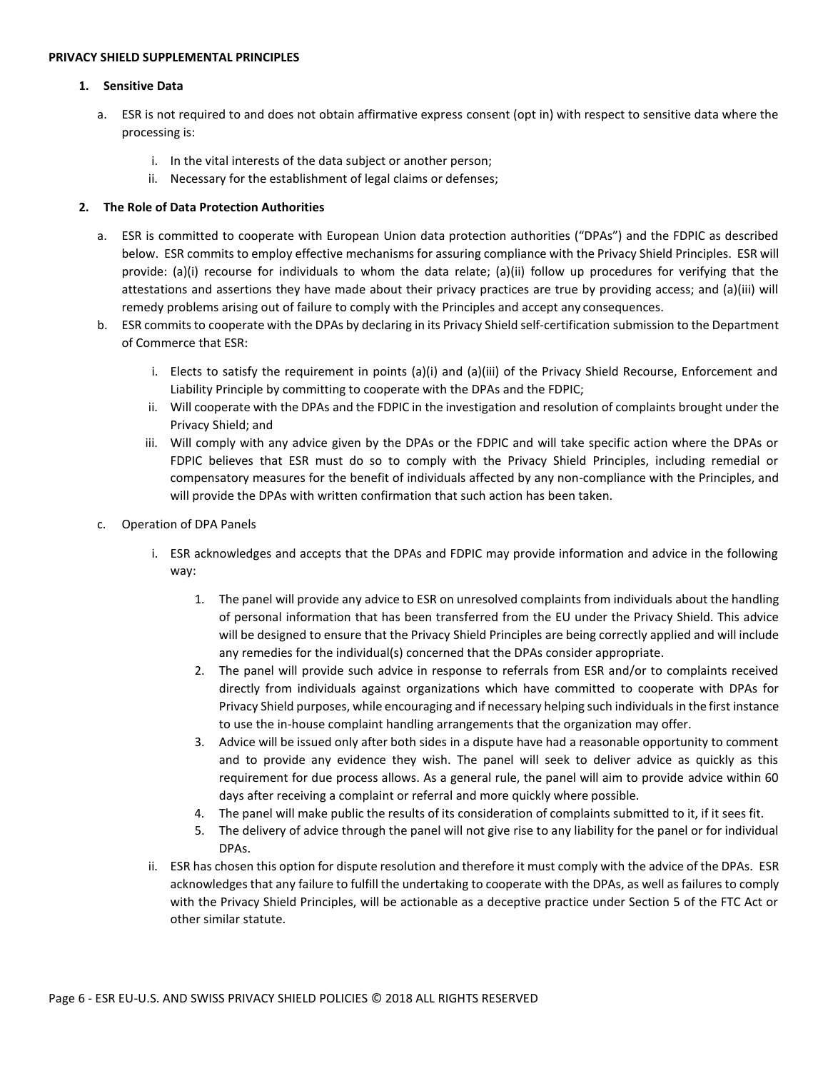**PRIVACY SHIELD SUPPLEMENTAL PRINCIPLES**

**1. Sensitive Data**

a. ESR is not required to and does not obtain affirmative express consent (opt in) with respect to sensitive data where the processing is:

   i. In the vital interests of the data subject or another person;
   ii. Necessary for the establishment of legal claims or defenses;

**2. The Role of Data Protection Authorities**

a. ESR is committed to cooperate with European Union data protection authorities ("DPAs") and the FDPIC as described below. ESR commits to employ effective mechanisms for assuring compliance with the Privacy Shield Principles. ESR will provide: (a)(i) recourse for individuals to whom the data relate; (a)(ii) follow up procedures for verifying that the attestations and assertions they have made about their privacy practices are true by providing access; and (a)(iii) will remedy problems arising out of failure to comply with the Principles and accept any consequences.

b. ESR commits to cooperate with the DPAs by declaring in its Privacy Shield self-certification submission to the Department of Commerce that ESR:

   i. Elects to satisfy the requirement in points (a)(i) and (a)(iii) of the Privacy Shield Recourse, Enforcement and Liability Principle by committing to cooperate with the DPAs and the FDPIC;
   ii. Will cooperate with the DPAs and the FDPIC in the investigation and resolution of complaints brought under the Privacy Shield; and
   iii. Will comply with any advice given by the DPAs or the FDPIC and will take specific action where the DPAs or FDPIC believes that ESR must do so to comply with the Privacy Shield Principles, including remedial or compensatory measures for the benefit of individuals affected by any non-compliance with the Principles, and will provide the DPAs with written confirmation that such action has been taken.

c. Operation of DPA Panels

   i. ESR acknowledges and accepts that the DPAs and FDPIC may provide information and advice in the following way:

      1. The panel will provide any advice to ESR on unresolved complaints from individuals about the handling of personal information that has been transferred from the EU under the Privacy Shield. This advice will be designed to ensure that the Privacy Shield Principles are being correctly applied and will include any remedies for the individual(s) concerned that the DPAs consider appropriate.
      2. The panel will provide such advice in response to referrals from ESR and/or to complaints received directly from individuals against organizations which have committed to cooperate with DPAs for Privacy Shield purposes, while encouraging and if necessary helping such individuals in the first instance to use the in-house complaint handling arrangements that the organization may offer.
      3. Advice will be issued only after both sides in a dispute have had a reasonable opportunity to comment and to provide any evidence they wish. The panel will seek to deliver advice as quickly as this requirement for due process allows. As a general rule, the panel will aim to provide advice within 60 days after receiving a complaint or referral and more quickly where possible.
      4. The panel will make public the results of its consideration of complaints submitted to it, if it sees fit.
      5. The delivery of advice through the panel will not give rise to any liability for the panel or for individual DPAs.

   ii. ESR has chosen this option for dispute resolution and therefore it must comply with the advice of the DPAs. ESR acknowledges that any failure to fulfill the undertaking to cooperate with the DPAs, as well as failures to comply with the Privacy Shield Principles, will be actionable as a deceptive practice under Section 5 of the FTC Act or other similar statute.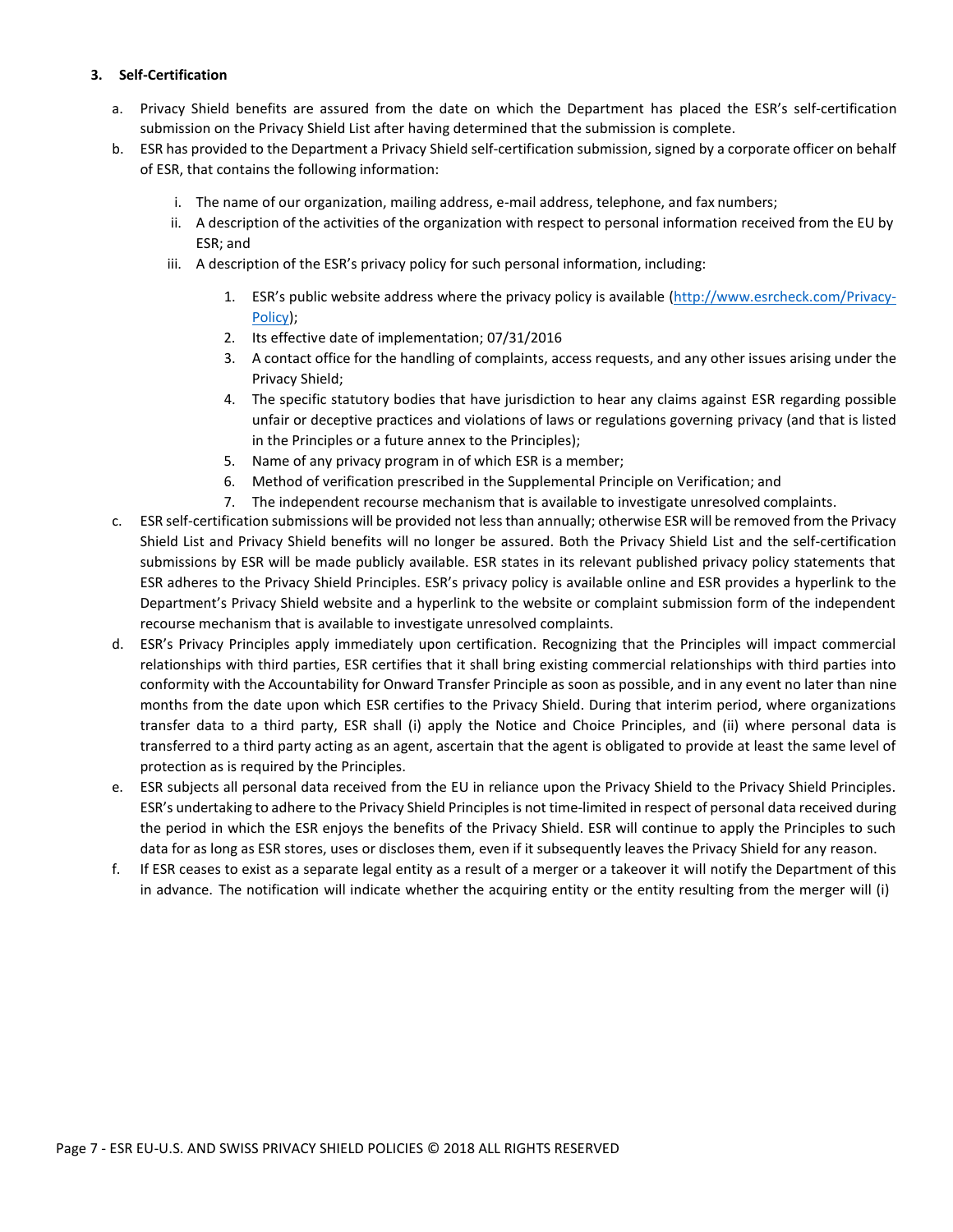### 3. Self-Certification

a. Privacy Shield benefits are assured from the date on which the Department has placed the ESR's self-certification submission on the Privacy Shield List after having determined that the submission is complete.

b. ESR has provided to the Department a Privacy Shield self-certification submission, signed by a corporate officer on behalf of ESR, that contains the following information:

   i. The name of our organization, mailing address, e-mail address, telephone, and fax numbers;

   ii. A description of the activities of the organization with respect to personal information received from the EU by ESR; and

   iii. A description of the ESR's privacy policy for such personal information, including:

      1. ESR's public website address where the privacy policy is available ([http://www.esrcheck.com/Privacy-Policy](http://www.esrcheck.com/Privacy-Policy));
      2. Its effective date of implementation; 07/31/2016
      3. A contact office for the handling of complaints, access requests, and any other issues arising under the Privacy Shield;
      4. The specific statutory bodies that have jurisdiction to hear any claims against ESR regarding possible unfair or deceptive practices and violations of laws or regulations governing privacy (and that is listed in the Principles or a future annex to the Principles);
      5. Name of any privacy program in of which ESR is a member;
      6. Method of verification prescribed in the Supplemental Principle on Verification; and
      7. The independent recourse mechanism that is available to investigate unresolved complaints.

c. ESR self-certification submissions will be provided not less than annually; otherwise ESR will be removed from the Privacy Shield List and Privacy Shield benefits will no longer be assured. Both the Privacy Shield List and the self-certification submissions by ESR will be made publicly available. ESR states in its relevant published privacy policy statements that ESR adheres to the Privacy Shield Principles. ESR's privacy policy is available online and ESR provides a hyperlink to the Department's Privacy Shield website and a hyperlink to the website or complaint submission form of the independent recourse mechanism that is available to investigate unresolved complaints.

d. ESR's Privacy Principles apply immediately upon certification. Recognizing that the Principles will impact commercial relationships with third parties, ESR certifies that it shall bring existing commercial relationships with third parties into conformity with the Accountability for Onward Transfer Principle as soon as possible, and in any event no later than nine months from the date upon which ESR certifies to the Privacy Shield. During that interim period, where organizations transfer data to a third party, ESR shall (i) apply the Notice and Choice Principles, and (ii) where personal data is transferred to a third party acting as an agent, ascertain that the agent is obligated to provide at least the same level of protection as is required by the Principles.

e. ESR subjects all personal data received from the EU in reliance upon the Privacy Shield to the Privacy Shield Principles. ESR's undertaking to adhere to the Privacy Shield Principles is not time-limited in respect of personal data received during the period in which the ESR enjoys the benefits of the Privacy Shield. ESR will continue to apply the Principles to such data for as long as ESR stores, uses or discloses them, even if it subsequently leaves the Privacy Shield for any reason.

f. If ESR ceases to exist as a separate legal entity as a result of a merger or a takeover it will notify the Department of this in advance. The notification will indicate whether the acquiring entity or the entity resulting from the merger will (i)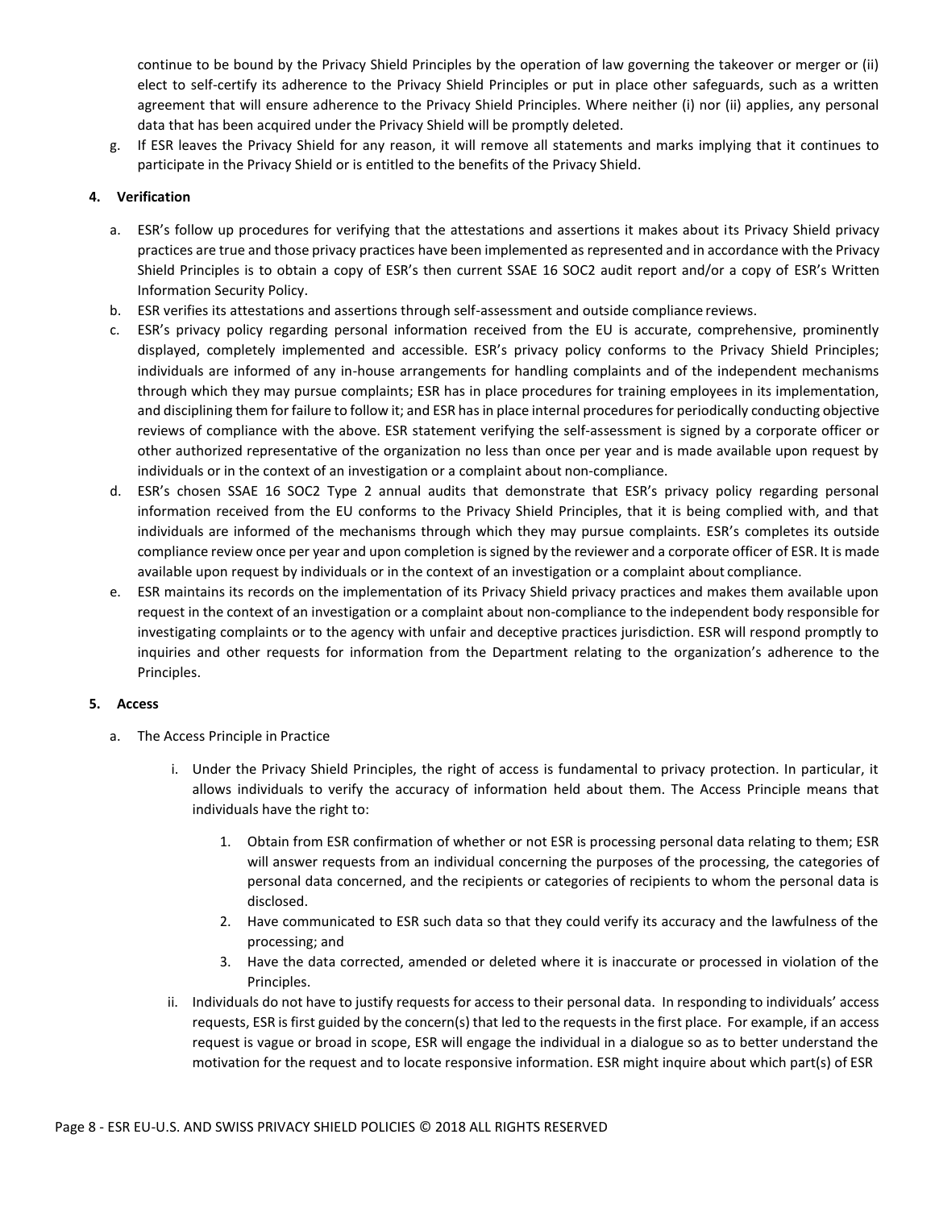continue to be bound by the Privacy Shield Principles by the operation of law governing the takeover or merger or (ii) elect to self-certify its adherence to the Privacy Shield Principles or put in place other safeguards, such as a written agreement that will ensure adherence to the Privacy Shield Principles. Where neither (i) nor (ii) applies, any personal data that has been acquired under the Privacy Shield will be promptly deleted.

g. If ESR leaves the Privacy Shield for any reason, it will remove all statements and marks implying that it continues to participate in the Privacy Shield or is entitled to the benefits of the Privacy Shield.

**4. Verification**

a. ESR's follow up procedures for verifying that the attestations and assertions it makes about its Privacy Shield privacy practices are true and those privacy practices have been implemented as represented and in accordance with the Privacy Shield Principles is to obtain a copy of ESR's then current SSAE 16 SOC2 audit report and/or a copy of ESR's Written Information Security Policy.

b. ESR verifies its attestations and assertions through self-assessment and outside compliance reviews.

c. ESR's privacy policy regarding personal information received from the EU is accurate, comprehensive, prominently displayed, completely implemented and accessible. ESR's privacy policy conforms to the Privacy Shield Principles; individuals are informed of any in-house arrangements for handling complaints and of the independent mechanisms through which they may pursue complaints; ESR has in place procedures for training employees in its implementation, and disciplining them for failure to follow it; and ESR has in place internal procedures for periodically conducting objective reviews of compliance with the above. ESR statement verifying the self-assessment is signed by a corporate officer or other authorized representative of the organization no less than once per year and is made available upon request by individuals or in the context of an investigation or a complaint about non-compliance.

d. ESR's chosen SSAE 16 SOC2 Type 2 annual audits that demonstrate that ESR's privacy policy regarding personal information received from the EU conforms to the Privacy Shield Principles, that it is being complied with, and that individuals are informed of the mechanisms through which they may pursue complaints. ESR's completes its outside compliance review once per year and upon completion is signed by the reviewer and a corporate officer of ESR. It is made available upon request by individuals or in the context of an investigation or a complaint about compliance.

e. ESR maintains its records on the implementation of its Privacy Shield privacy practices and makes them available upon request in the context of an investigation or a complaint about non-compliance to the independent body responsible for investigating complaints or to the agency with unfair and deceptive practices jurisdiction. ESR will respond promptly to inquiries and other requests for information from the Department relating to the organization's adherence to the Principles.

**5. Access**

a. The Access Principle in Practice

    i. Under the Privacy Shield Principles, the right of access is fundamental to privacy protection. In particular, it allows individuals to verify the accuracy of information held about them. The Access Principle means that individuals have the right to:

        1. Obtain from ESR confirmation of whether or not ESR is processing personal data relating to them; ESR will answer requests from an individual concerning the purposes of the processing, the categories of personal data concerned, and the recipients or categories of recipients to whom the personal data is disclosed.
        2. Have communicated to ESR such data so that they could verify its accuracy and the lawfulness of the processing; and
        3. Have the data corrected, amended or deleted where it is inaccurate or processed in violation of the Principles.

    ii. Individuals do not have to justify requests for access to their personal data. In responding to individuals' access requests, ESR is first guided by the concern(s) that led to the requests in the first place. For example, if an access request is vague or broad in scope, ESR will engage the individual in a dialogue so as to better understand the motivation for the request and to locate responsive information. ESR might inquire about which part(s) of ESR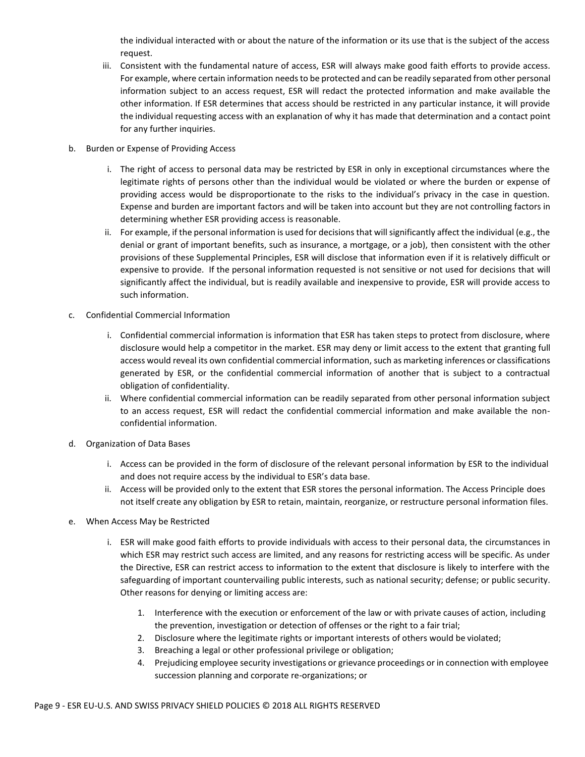the individual interacted with or about the nature of the information or its use that is the subject of the access request.

iii. Consistent with the fundamental nature of access, ESR will always make good faith efforts to provide access. For example, where certain information needs to be protected and can be readily separated from other personal information subject to an access request, ESR will redact the protected information and make available the other information. If ESR determines that access should be restricted in any particular instance, it will provide the individual requesting access with an explanation of why it has made that determination and a contact point for any further inquiries.

b. Burden or Expense of Providing Access

i. The right of access to personal data may be restricted by ESR in only in exceptional circumstances where the legitimate rights of persons other than the individual would be violated or where the burden or expense of providing access would be disproportionate to the risks to the individual's privacy in the case in question. Expense and burden are important factors and will be taken into account but they are not controlling factors in determining whether ESR providing access is reasonable.

ii. For example, if the personal information is used for decisions that will significantly affect the individual (e.g., the denial or grant of important benefits, such as insurance, a mortgage, or a job), then consistent with the other provisions of these Supplemental Principles, ESR will disclose that information even if it is relatively difficult or expensive to provide. If the personal information requested is not sensitive or not used for decisions that will significantly affect the individual, but is readily available and inexpensive to provide, ESR will provide access to such information.

c. Confidential Commercial Information

i. Confidential commercial information is information that ESR has taken steps to protect from disclosure, where disclosure would help a competitor in the market. ESR may deny or limit access to the extent that granting full access would reveal its own confidential commercial information, such as marketing inferences or classifications generated by ESR, or the confidential commercial information of another that is subject to a contractual obligation of confidentiality.

ii. Where confidential commercial information can be readily separated from other personal information subject to an access request, ESR will redact the confidential commercial information and make available the non-confidential information.

d. Organization of Data Bases

i. Access can be provided in the form of disclosure of the relevant personal information by ESR to the individual and does not require access by the individual to ESR's data base.

ii. Access will be provided only to the extent that ESR stores the personal information. The Access Principle does not itself create any obligation by ESR to retain, maintain, reorganize, or restructure personal information files.

e. When Access May be Restricted

i. ESR will make good faith efforts to provide individuals with access to their personal data, the circumstances in which ESR may restrict such access are limited, and any reasons for restricting access will be specific. As under the Directive, ESR can restrict access to information to the extent that disclosure is likely to interfere with the safeguarding of important countervailing public interests, such as national security; defense; or public security. Other reasons for denying or limiting access are:

1. Interference with the execution or enforcement of the law or with private causes of action, including the prevention, investigation or detection of offenses or the right to a fair trial;
2. Disclosure where the legitimate rights or important interests of others would be violated;
3. Breaching a legal or other professional privilege or obligation;
4. Prejudicing employee security investigations or grievance proceedings or in connection with employee succession planning and corporate re-organizations; or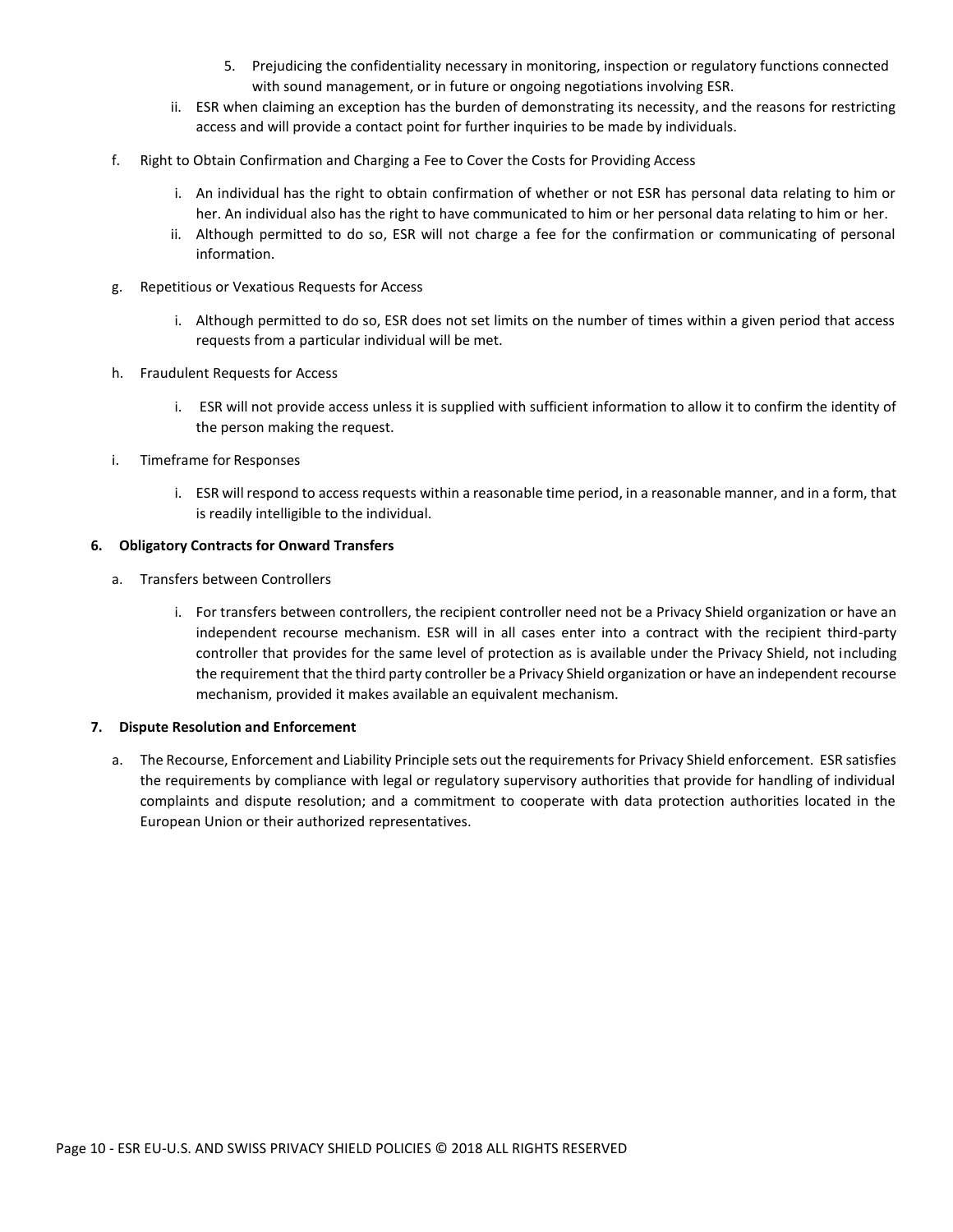5. Prejudicing the confidentiality necessary in monitoring, inspection or regulatory functions connected with sound management, or in future or ongoing negotiations involving ESR.

ii. ESR when claiming an exception has the burden of demonstrating its necessity, and the reasons for restricting access and will provide a contact point for further inquiries to be made by individuals.

f. Right to Obtain Confirmation and Charging a Fee to Cover the Costs for Providing Access

i. An individual has the right to obtain confirmation of whether or not ESR has personal data relating to him or her. An individual also has the right to have communicated to him or her personal data relating to him or her.

ii. Although permitted to do so, ESR will not charge a fee for the confirmation or communicating of personal information.

g. Repetitious or Vexatious Requests for Access

i. Although permitted to do so, ESR does not set limits on the number of times within a given period that access requests from a particular individual will be met.

h. Fraudulent Requests for Access

i. ESR will not provide access unless it is supplied with sufficient information to allow it to confirm the identity of the person making the request.

i. Timeframe for Responses

i. ESR will respond to access requests within a reasonable time period, in a reasonable manner, and in a form, that is readily intelligible to the individual.

**6. Obligatory Contracts for Onward Transfers**

a. Transfers between Controllers

i. For transfers between controllers, the recipient controller need not be a Privacy Shield organization or have an independent recourse mechanism. ESR will in all cases enter into a contract with the recipient third-party controller that provides for the same level of protection as is available under the Privacy Shield, not including the requirement that the third party controller be a Privacy Shield organization or have an independent recourse mechanism, provided it makes available an equivalent mechanism.

**7. Dispute Resolution and Enforcement**

a. The Recourse, Enforcement and Liability Principle sets out the requirements for Privacy Shield enforcement. ESR satisfies the requirements by compliance with legal or regulatory supervisory authorities that provide for handling of individual complaints and dispute resolution; and a commitment to cooperate with data protection authorities located in the European Union or their authorized representatives.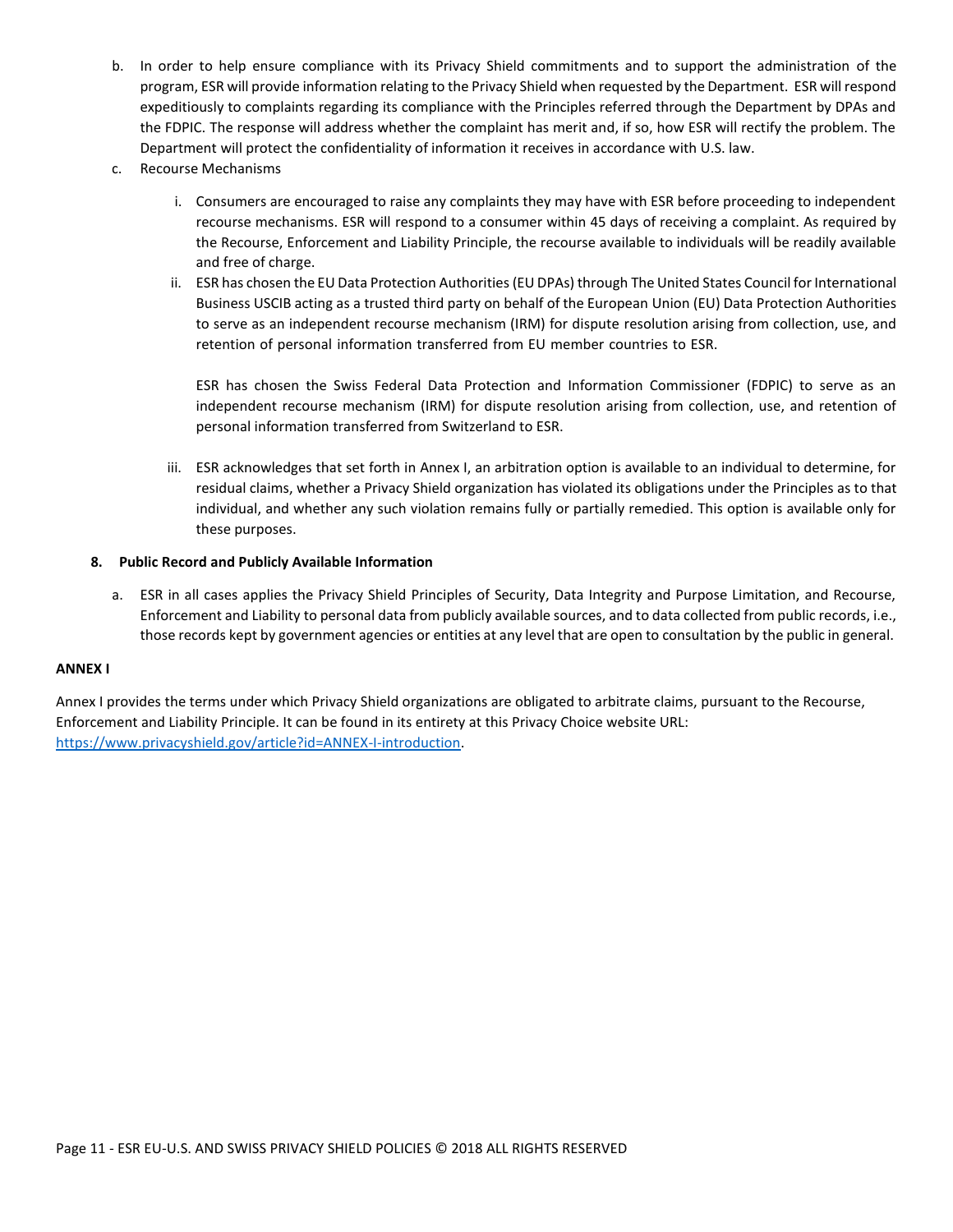b. In order to help ensure compliance with its Privacy Shield commitments and to support the administration of the program, ESR will provide information relating to the Privacy Shield when requested by the Department. ESR will respond expeditiously to complaints regarding its compliance with the Principles referred through the Department by DPAs and the FDPIC. The response will address whether the complaint has merit and, if so, how ESR will rectify the problem. The Department will protect the confidentiality of information it receives in accordance with U.S. law.

c. Recourse Mechanisms

   i. Consumers are encouraged to raise any complaints they may have with ESR before proceeding to independent recourse mechanisms. ESR will respond to a consumer within 45 days of receiving a complaint. As required by the Recourse, Enforcement and Liability Principle, the recourse available to individuals will be readily available and free of charge.

   ii. ESR has chosen the EU Data Protection Authorities (EU DPAs) through The United States Council for International Business USCIB acting as a trusted third party on behalf of the European Union (EU) Data Protection Authorities to serve as an independent recourse mechanism (IRM) for dispute resolution arising from collection, use, and retention of personal information transferred from EU member countries to ESR.

   ESR has chosen the Swiss Federal Data Protection and Information Commissioner (FDPIC) to serve as an independent recourse mechanism (IRM) for dispute resolution arising from collection, use, and retention of personal information transferred from Switzerland to ESR.

   iii. ESR acknowledges that set forth in Annex I, an arbitration option is available to an individual to determine, for residual claims, whether a Privacy Shield organization has violated its obligations under the Principles as to that individual, and whether any such violation remains fully or partially remedied. This option is available only for these purposes.

**8. Public Record and Publicly Available Information**

a. ESR in all cases applies the Privacy Shield Principles of Security, Data Integrity and Purpose Limitation, and Recourse, Enforcement and Liability to personal data from publicly available sources, and to data collected from public records, i.e., those records kept by government agencies or entities at any level that are open to consultation by the public in general.

**ANNEX I**

Annex I provides the terms under which Privacy Shield organizations are obligated to arbitrate claims, pursuant to the Recourse, Enforcement and Liability Principle. It can be found in its entirety at this Privacy Choice website URL: [https://www.privacyshield.gov/article?id=ANNEX-I-introduction](https://www.privacyshield.gov/article?id=ANNEX-I-introduction).